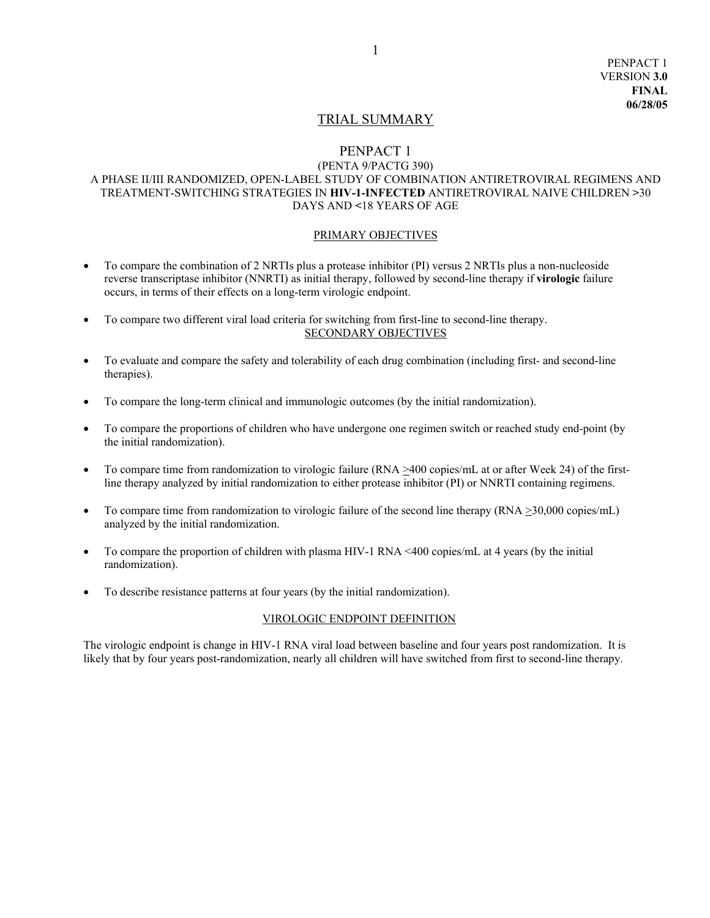PENPACT 1
VERSION **3.0**
**FINAL**
**06/28/05**

# TRIAL SUMMARY

## PENPACT 1

(PENTA 9/PACTG 390)

A PHASE II/III RANDOMIZED, OPEN-LABEL STUDY OF COMBINATION ANTIRETROVIRAL REGIMENS AND TREATMENT-SWITCHING STRATEGIES IN **HIV-1-INFECTED** ANTIRETROVIRAL NAIVE CHILDREN >30 DAYS AND <18 YEARS OF AGE

### PRIMARY OBJECTIVES

- To compare the combination of 2 NRTIs plus a protease inhibitor (PI) versus 2 NRTIs plus a non-nucleoside reverse transcriptase inhibitor (NNRTI) as initial therapy, followed by second-line therapy if **virologic** failure occurs, in terms of their effects on a long-term virologic endpoint.
- To compare two different viral load criteria for switching from first-line to second-line therapy.

### SECONDARY OBJECTIVES

- To evaluate and compare the safety and tolerability of each drug combination (including first- and second-line therapies).
- To compare the long-term clinical and immunologic outcomes (by the initial randomization).
- To compare the proportions of children who have undergone one regimen switch or reached study end-point (by the initial randomization).
- To compare time from randomization to virologic failure (RNA ≥400 copies/mL at or after Week 24) of the first-line therapy analyzed by initial randomization to either protease inhibitor (PI) or NNRTI containing regimens.
- To compare time from randomization to virologic failure of the second line therapy (RNA ≥30,000 copies/mL) analyzed by the initial randomization.
- To compare the proportion of children with plasma HIV-1 RNA <400 copies/mL at 4 years (by the initial randomization).
- To describe resistance patterns at four years (by the initial randomization).

### VIROLOGIC ENDPOINT DEFINITION

The virologic endpoint is change in HIV-1 RNA viral load between baseline and four years post randomization. It is likely that by four years post-randomization, nearly all children will have switched from first to second-line therapy.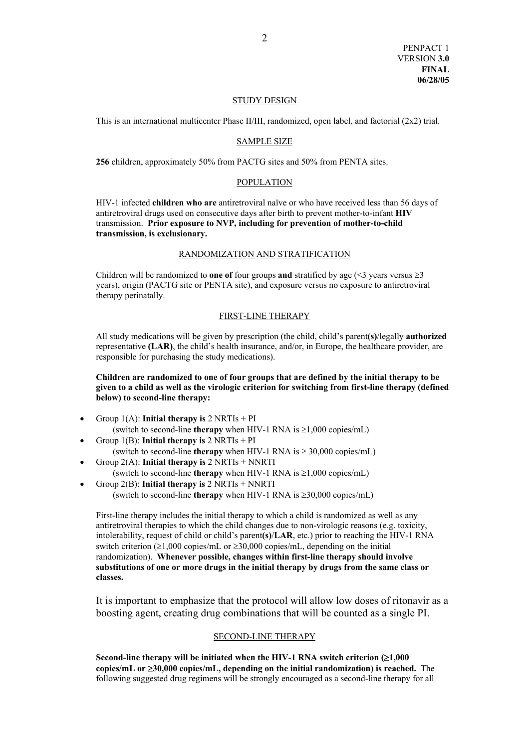## STUDY DESIGN

This is an international multicenter Phase II/III, randomized, open label, and factorial (2x2) trial.

## SAMPLE SIZE

**256** children, approximately 50% from PACTG sites and 50% from PENTA sites.

## POPULATION

HIV-1 infected **children who are** antiretroviral naïve or who have received less than 56 days of antiretroviral drugs used on consecutive days after birth to prevent mother-to-infant **HIV** transmission. **Prior exposure to NVP, including for prevention of mother-to-child transmission, is exclusionary.**

## RANDOMIZATION AND STRATIFICATION

Children will be randomized to **one of** four groups **and** stratified by age (<3 years versus ≥3 years), origin (PACTG site or PENTA site), and exposure versus no exposure to antiretroviral therapy perinatally.

## FIRST-LINE THERAPY

All study medications will be given by prescription (the child, child's parent**(s)**/legally **authorized** representative **(LAR)**, the child's health insurance, and/or, in Europe, the healthcare provider, are responsible for purchasing the study medications).

**Children are randomized to one of four groups that are defined by the initial therapy to be given to a child as well as the virologic criterion for switching from first-line therapy (defined below) to second-line therapy:**

- Group 1(A): **Initial therapy is** 2 NRTIs + PI
  (switch to second-line **therapy** when HIV-1 RNA is ≥1,000 copies/mL)
- Group 1(B): **Initial therapy is** 2 NRTIs + PI
  (switch to second-line **therapy** when HIV-1 RNA is ≥ 30,000 copies/mL)
- Group 2(A): **Initial therapy is** 2 NRTIs + NNRTI
  (switch to second-line **therapy** when HIV-1 RNA is ≥1,000 copies/mL)
- Group 2(B): **Initial therapy is** 2 NRTIs + NNRTI
  (switch to second-line **therapy** when HIV-1 RNA is ≥30,000 copies/mL)

First-line therapy includes the initial therapy to which a child is randomized as well as any antiretroviral therapies to which the child changes due to non-virologic reasons (e.g. toxicity, intolerability, request of child or child's parent**(s)**/**LAR**, etc.) prior to reaching the HIV-1 RNA switch criterion (≥1,000 copies/mL or ≥30,000 copies/mL, depending on the initial randomization). **Whenever possible, changes within first-line therapy should involve substitutions of one or more drugs in the initial therapy by drugs from the same class or classes.**

It is important to emphasize that the protocol will allow low doses of ritonavir as a boosting agent, creating drug combinations that will be counted as a single PI.

## SECOND-LINE THERAPY

**Second-line therapy will be initiated when the HIV-1 RNA switch criterion (≥1,000 copies/mL or ≥30,000 copies/mL, depending on the initial randomization) is reached.** The following suggested drug regimens will be strongly encouraged as a second-line therapy for all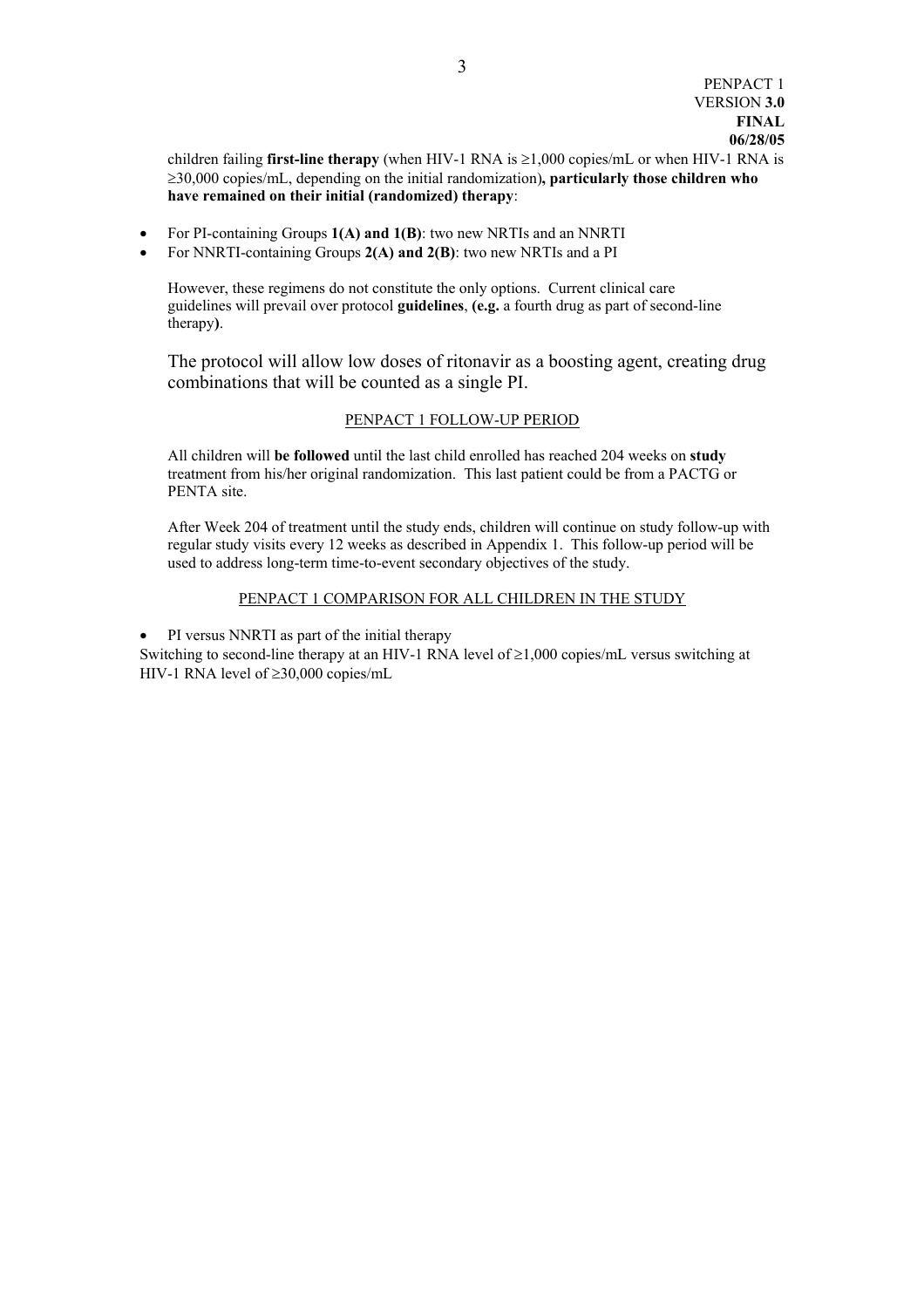children failing **first-line therapy** (when HIV-1 RNA is ≥1,000 copies/mL or when HIV-1 RNA is ≥30,000 copies/mL, depending on the initial randomization)**, particularly those children who have remained on their initial (randomized) therapy**:

- For PI-containing Groups **1(A) and 1(B)**: two new NRTIs and an NNRTI
- For NNRTI-containing Groups **2(A) and 2(B)**: two new NRTIs and a PI

However, these regimens do not constitute the only options. Current clinical care guidelines will prevail over protocol **guidelines**, **(e.g.** a fourth drug as part of second-line therapy**)**.

The protocol will allow low doses of ritonavir as a boosting agent, creating drug combinations that will be counted as a single PI.

PENPACT 1 FOLLOW-UP PERIOD

All children will **be followed** until the last child enrolled has reached 204 weeks on **study** treatment from his/her original randomization. This last patient could be from a PACTG or PENTA site.

After Week 204 of treatment until the study ends, children will continue on study follow-up with regular study visits every 12 weeks as described in Appendix 1. This follow-up period will be used to address long-term time-to-event secondary objectives of the study.

PENPACT 1 COMPARISON FOR ALL CHILDREN IN THE STUDY

- PI versus NNRTI as part of the initial therapy

Switching to second-line therapy at an HIV-1 RNA level of ≥1,000 copies/mL versus switching at HIV-1 RNA level of ≥30,000 copies/mL